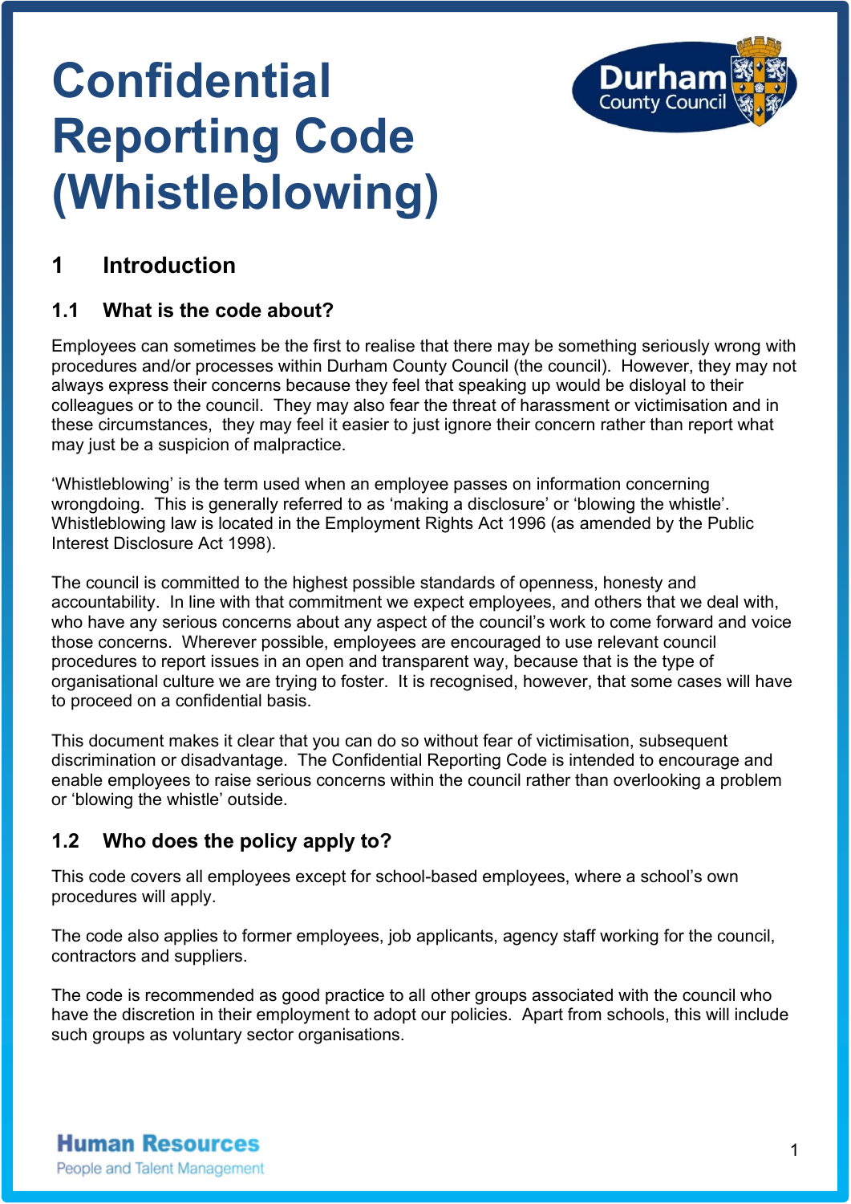# Confidential Reporting Code (Whistleblowing)

## 1 Introduction

### 1.1 What is the code about?

Employees can sometimes be the first to realise that there may be something seriously wrong with procedures and/or processes within Durham County Council (the council). However, they may not always express their concerns because they feel that speaking up would be disloyal to their colleagues or to the council. They may also fear the threat of harassment or victimisation and in these circumstances, they may feel it easier to just ignore their concern rather than report what may just be a suspicion of malpractice.

'Whistleblowing' is the term used when an employee passes on information concerning wrongdoing. This is generally referred to as 'making a disclosure' or 'blowing the whistle'. Whistleblowing law is located in the Employment Rights Act 1996 (as amended by the Public Interest Disclosure Act 1998).

The council is committed to the highest possible standards of openness, honesty and accountability. In line with that commitment we expect employees, and others that we deal with, who have any serious concerns about any aspect of the council's work to come forward and voice those concerns. Wherever possible, employees are encouraged to use relevant council procedures to report issues in an open and transparent way, because that is the type of organisational culture we are trying to foster. It is recognised, however, that some cases will have to proceed on a confidential basis.

This document makes it clear that you can do so without fear of victimisation, subsequent discrimination or disadvantage. The Confidential Reporting Code is intended to encourage and enable employees to raise serious concerns within the council rather than overlooking a problem or 'blowing the whistle' outside.

### 1.2 Who does the policy apply to?

This code covers all employees except for school-based employees, where a school's own procedures will apply.

The code also applies to former employees, job applicants, agency staff working for the council, contractors and suppliers.

The code is recommended as good practice to all other groups associated with the council who have the discretion in their employment to adopt our policies. Apart from schools, this will include such groups as voluntary sector organisations.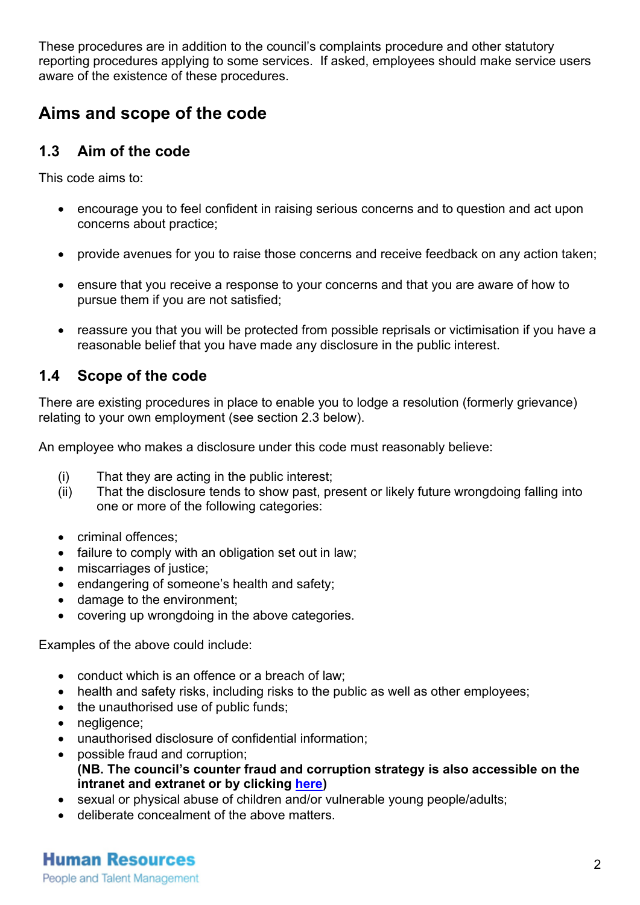These procedures are in addition to the council's complaints procedure and other statutory reporting procedures applying to some services. If asked, employees should make service users aware of the existence of these procedures.

## Aims and scope of the code

### 1.3 Aim of the code

This code aims to:

- encourage you to feel confident in raising serious concerns and to question and act upon concerns about practice;
- provide avenues for you to raise those concerns and receive feedback on any action taken;
- ensure that you receive a response to your concerns and that you are aware of how to pursue them if you are not satisfied;
- reassure you that you will be protected from possible reprisals or victimisation if you have a reasonable belief that you have made any disclosure in the public interest.

### 1.4 Scope of the code

There are existing procedures in place to enable you to lodge a resolution (formerly grievance) relating to your own employment (see section 2.3 below).

An employee who makes a disclosure under this code must reasonably believe:

(i) That they are acting in the public interest;
(ii) That the disclosure tends to show past, present or likely future wrongdoing falling into one or more of the following categories:

- criminal offences;
- failure to comply with an obligation set out in law;
- miscarriages of justice;
- endangering of someone's health and safety;
- damage to the environment;
- covering up wrongdoing in the above categories.

Examples of the above could include:

- conduct which is an offence or a breach of law;
- health and safety risks, including risks to the public as well as other employees;
- the unauthorised use of public funds;
- negligence;
- unauthorised disclosure of confidential information;
- possible fraud and corruption;
  **(NB. The council's counter fraud and corruption strategy is also accessible on the intranet and extranet or by clicking here)**
- sexual or physical abuse of children and/or vulnerable young people/adults;
- deliberate concealment of the above matters.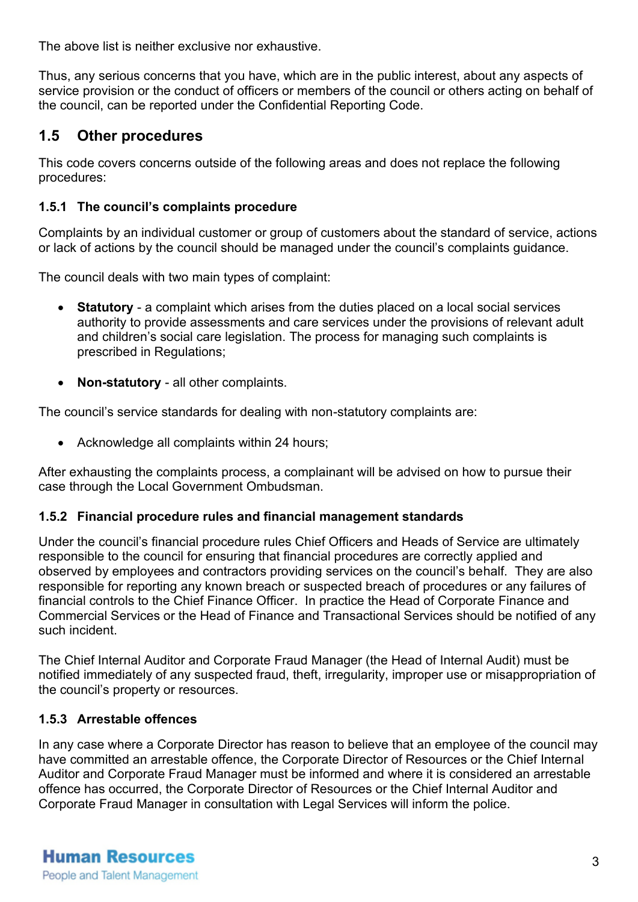The above list is neither exclusive nor exhaustive.

Thus, any serious concerns that you have, which are in the public interest, about any aspects of service provision or the conduct of officers or members of the council or others acting on behalf of the council, can be reported under the Confidential Reporting Code.

## 1.5 Other procedures

This code covers concerns outside of the following areas and does not replace the following procedures:

### 1.5.1 The council's complaints procedure

Complaints by an individual customer or group of customers about the standard of service, actions or lack of actions by the council should be managed under the council's complaints guidance.

The council deals with two main types of complaint:

- **Statutory** - a complaint which arises from the duties placed on a local social services authority to provide assessments and care services under the provisions of relevant adult and children's social care legislation. The process for managing such complaints is prescribed in Regulations;
- **Non-statutory** - all other complaints.

The council's service standards for dealing with non-statutory complaints are:

- Acknowledge all complaints within 24 hours;

After exhausting the complaints process, a complainant will be advised on how to pursue their case through the Local Government Ombudsman.

### 1.5.2 Financial procedure rules and financial management standards

Under the council's financial procedure rules Chief Officers and Heads of Service are ultimately responsible to the council for ensuring that financial procedures are correctly applied and observed by employees and contractors providing services on the council's behalf. They are also responsible for reporting any known breach or suspected breach of procedures or any failures of financial controls to the Chief Finance Officer. In practice the Head of Corporate Finance and Commercial Services or the Head of Finance and Transactional Services should be notified of any such incident.

The Chief Internal Auditor and Corporate Fraud Manager (the Head of Internal Audit) must be notified immediately of any suspected fraud, theft, irregularity, improper use or misappropriation of the council's property or resources.

### 1.5.3 Arrestable offences

In any case where a Corporate Director has reason to believe that an employee of the council may have committed an arrestable offence, the Corporate Director of Resources or the Chief Internal Auditor and Corporate Fraud Manager must be informed and where it is considered an arrestable offence has occurred, the Corporate Director of Resources or the Chief Internal Auditor and Corporate Fraud Manager in consultation with Legal Services will inform the police.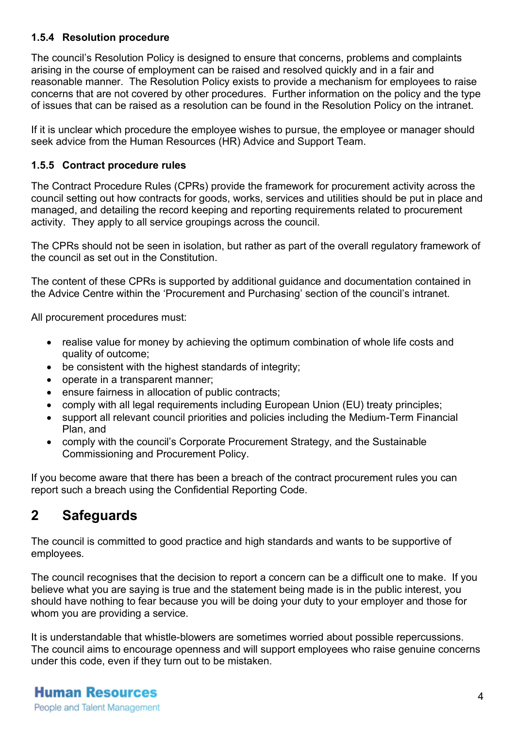#### 1.5.4 Resolution procedure

The council's Resolution Policy is designed to ensure that concerns, problems and complaints arising in the course of employment can be raised and resolved quickly and in a fair and reasonable manner. The Resolution Policy exists to provide a mechanism for employees to raise concerns that are not covered by other procedures. Further information on the policy and the type of issues that can be raised as a resolution can be found in the Resolution Policy on the intranet.

If it is unclear which procedure the employee wishes to pursue, the employee or manager should seek advice from the Human Resources (HR) Advice and Support Team.

#### 1.5.5 Contract procedure rules

The Contract Procedure Rules (CPRs) provide the framework for procurement activity across the council setting out how contracts for goods, works, services and utilities should be put in place and managed, and detailing the record keeping and reporting requirements related to procurement activity. They apply to all service groupings across the council.

The CPRs should not be seen in isolation, but rather as part of the overall regulatory framework of the council as set out in the Constitution.

The content of these CPRs is supported by additional guidance and documentation contained in the Advice Centre within the 'Procurement and Purchasing' section of the council's intranet.

All procurement procedures must:

- realise value for money by achieving the optimum combination of whole life costs and quality of outcome;
- be consistent with the highest standards of integrity;
- operate in a transparent manner;
- ensure fairness in allocation of public contracts;
- comply with all legal requirements including European Union (EU) treaty principles;
- support all relevant council priorities and policies including the Medium-Term Financial Plan, and
- comply with the council's Corporate Procurement Strategy, and the Sustainable Commissioning and Procurement Policy.

If you become aware that there has been a breach of the contract procurement rules you can report such a breach using the Confidential Reporting Code.

## 2 Safeguards

The council is committed to good practice and high standards and wants to be supportive of employees.

The council recognises that the decision to report a concern can be a difficult one to make. If you believe what you are saying is true and the statement being made is in the public interest, you should have nothing to fear because you will be doing your duty to your employer and those for whom you are providing a service.

It is understandable that whistle-blowers are sometimes worried about possible repercussions. The council aims to encourage openness and will support employees who raise genuine concerns under this code, even if they turn out to be mistaken.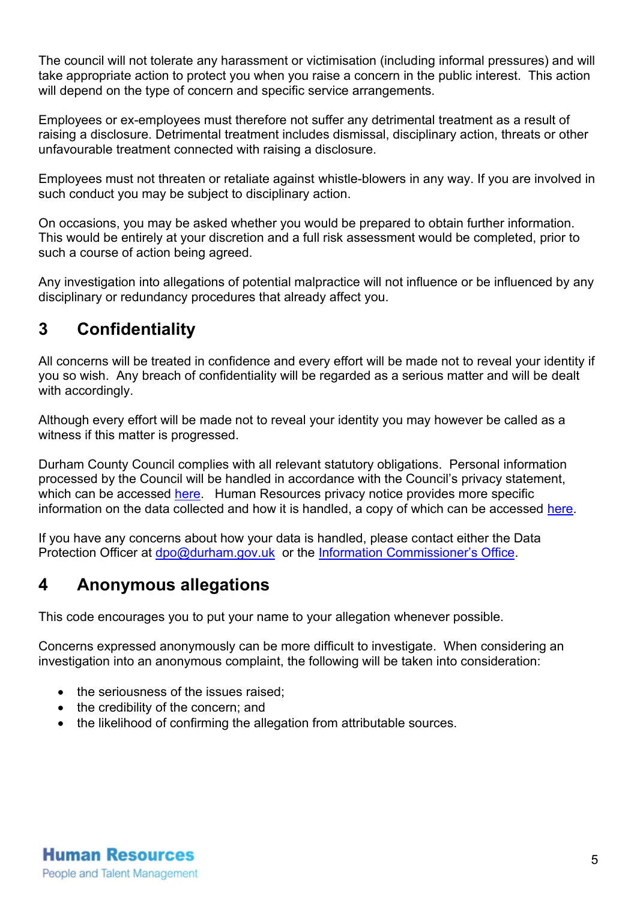The council will not tolerate any harassment or victimisation (including informal pressures) and will take appropriate action to protect you when you raise a concern in the public interest. This action will depend on the type of concern and specific service arrangements.

Employees or ex-employees must therefore not suffer any detrimental treatment as a result of raising a disclosure. Detrimental treatment includes dismissal, disciplinary action, threats or other unfavourable treatment connected with raising a disclosure.

Employees must not threaten or retaliate against whistle-blowers in any way. If you are involved in such conduct you may be subject to disciplinary action.

On occasions, you may be asked whether you would be prepared to obtain further information. This would be entirely at your discretion and a full risk assessment would be completed, prior to such a course of action being agreed.

Any investigation into allegations of potential malpractice will not influence or be influenced by any disciplinary or redundancy procedures that already affect you.

## 3 Confidentiality

All concerns will be treated in confidence and every effort will be made not to reveal your identity if you so wish. Any breach of confidentiality will be regarded as a serious matter and will be dealt with accordingly.

Although every effort will be made not to reveal your identity you may however be called as a witness if this matter is progressed.

Durham County Council complies with all relevant statutory obligations. Personal information processed by the Council will be handled in accordance with the Council's privacy statement, which can be accessed here. Human Resources privacy notice provides more specific information on the data collected and how it is handled, a copy of which can be accessed here.

If you have any concerns about how your data is handled, please contact either the Data Protection Officer at dpo@durham.gov.uk or the Information Commissioner's Office.

## 4 Anonymous allegations

This code encourages you to put your name to your allegation whenever possible.

Concerns expressed anonymously can be more difficult to investigate. When considering an investigation into an anonymous complaint, the following will be taken into consideration:

- the seriousness of the issues raised;
- the credibility of the concern; and
- the likelihood of confirming the allegation from attributable sources.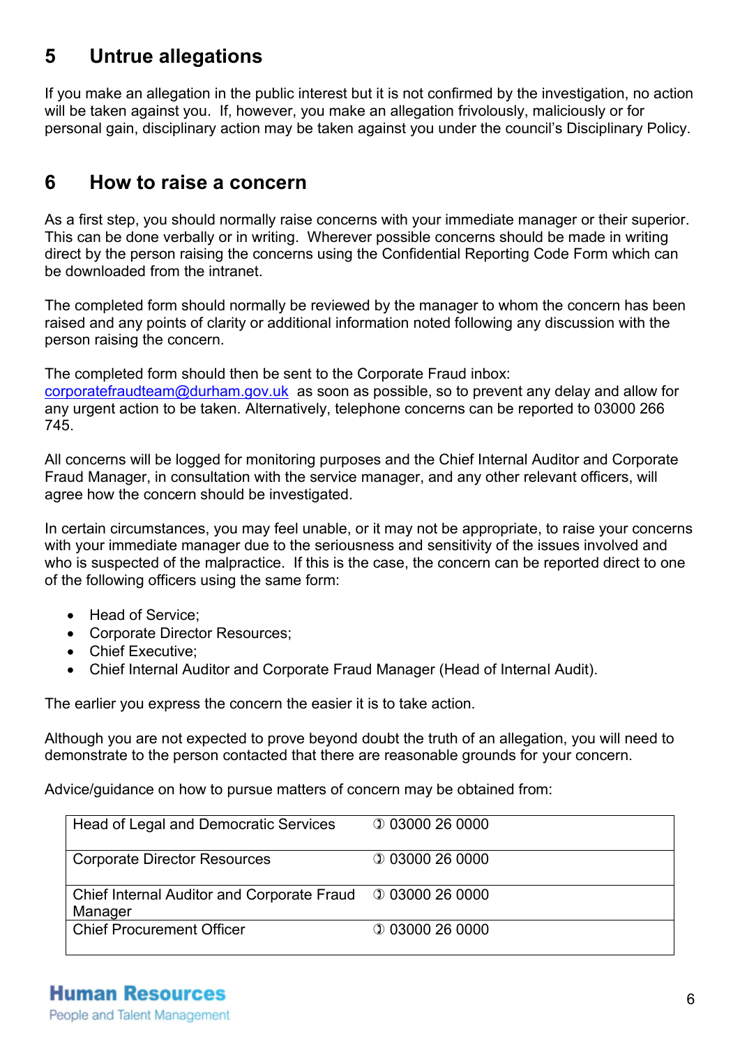## 5 Untrue allegations

If you make an allegation in the public interest but it is not confirmed by the investigation, no action will be taken against you. If, however, you make an allegation frivolously, maliciously or for personal gain, disciplinary action may be taken against you under the council's Disciplinary Policy.

## 6 How to raise a concern

As a first step, you should normally raise concerns with your immediate manager or their superior. This can be done verbally or in writing. Wherever possible concerns should be made in writing direct by the person raising the concerns using the Confidential Reporting Code Form which can be downloaded from the intranet.

The completed form should normally be reviewed by the manager to whom the concern has been raised and any points of clarity or additional information noted following any discussion with the person raising the concern.

The completed form should then be sent to the Corporate Fraud inbox: corporatefraudteam@durham.gov.uk as soon as possible, so to prevent any delay and allow for any urgent action to be taken. Alternatively, telephone concerns can be reported to 03000 266 745.

All concerns will be logged for monitoring purposes and the Chief Internal Auditor and Corporate Fraud Manager, in consultation with the service manager, and any other relevant officers, will agree how the concern should be investigated.

In certain circumstances, you may feel unable, or it may not be appropriate, to raise your concerns with your immediate manager due to the seriousness and sensitivity of the issues involved and who is suspected of the malpractice. If this is the case, the concern can be reported direct to one of the following officers using the same form:

- Head of Service;
- Corporate Director Resources;
- Chief Executive;
- Chief Internal Auditor and Corporate Fraud Manager (Head of Internal Audit).

The earlier you express the concern the easier it is to take action.

Although you are not expected to prove beyond doubt the truth of an allegation, you will need to demonstrate to the person contacted that there are reasonable grounds for your concern.

Advice/guidance on how to pursue matters of concern may be obtained from:

| | |
|---|---|
| Head of Legal and Democratic Services | ✆ 03000 26 0000 |
| Corporate Director Resources | ✆ 03000 26 0000 |
| Chief Internal Auditor and Corporate Fraud Manager | ✆ 03000 26 0000 |
| Chief Procurement Officer | ✆ 03000 26 0000 |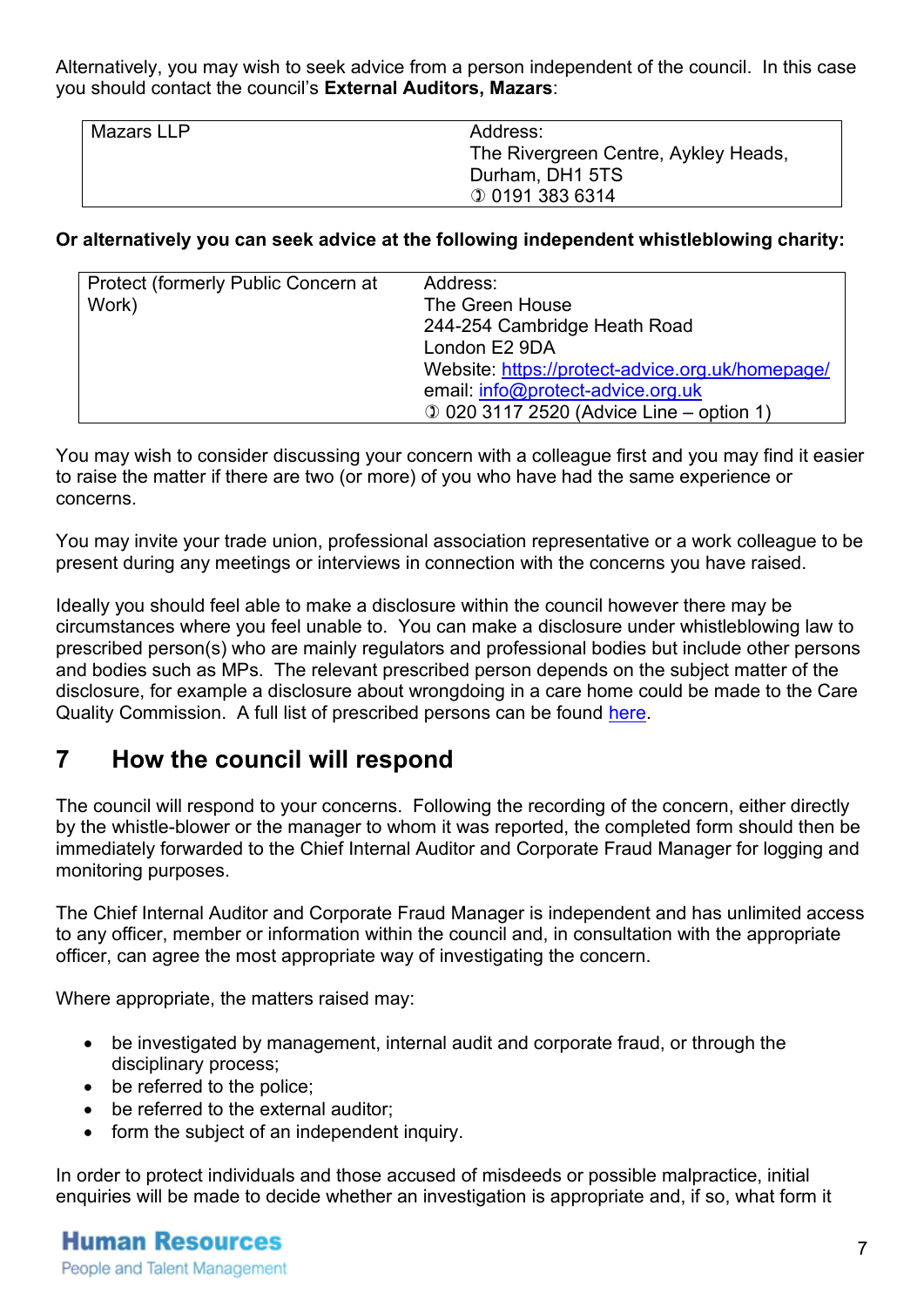Alternatively, you may wish to seek advice from a person independent of the council. In this case you should contact the council's **External Auditors, Mazars**:

| Mazars LLP | Address:<br>The Rivergreen Centre, Aykley Heads,<br>Durham, DH1 5TS<br>✆ 0191 383 6314 |
|---|---|

**Or alternatively you can seek advice at the following independent whistleblowing charity:**

| Protect (formerly Public Concern at Work) | Address:<br>The Green House<br>244-254 Cambridge Heath Road<br>London E2 9DA<br>Website: https://protect-advice.org.uk/homepage/<br>email: info@protect-advice.org.uk<br>✆ 020 3117 2520 (Advice Line – option 1) |
|---|---|

You may wish to consider discussing your concern with a colleague first and you may find it easier to raise the matter if there are two (or more) of you who have had the same experience or concerns.

You may invite your trade union, professional association representative or a work colleague to be present during any meetings or interviews in connection with the concerns you have raised.

Ideally you should feel able to make a disclosure within the council however there may be circumstances where you feel unable to. You can make a disclosure under whistleblowing law to prescribed person(s) who are mainly regulators and professional bodies but include other persons and bodies such as MPs. The relevant prescribed person depends on the subject matter of the disclosure, for example a disclosure about wrongdoing in a care home could be made to the Care Quality Commission. A full list of prescribed persons can be found here.

## 7 How the council will respond

The council will respond to your concerns. Following the recording of the concern, either directly by the whistle-blower or the manager to whom it was reported, the completed form should then be immediately forwarded to the Chief Internal Auditor and Corporate Fraud Manager for logging and monitoring purposes.

The Chief Internal Auditor and Corporate Fraud Manager is independent and has unlimited access to any officer, member or information within the council and, in consultation with the appropriate officer, can agree the most appropriate way of investigating the concern.

Where appropriate, the matters raised may:

- be investigated by management, internal audit and corporate fraud, or through the disciplinary process;
- be referred to the police;
- be referred to the external auditor;
- form the subject of an independent inquiry.

In order to protect individuals and those accused of misdeeds or possible malpractice, initial enquiries will be made to decide whether an investigation is appropriate and, if so, what form it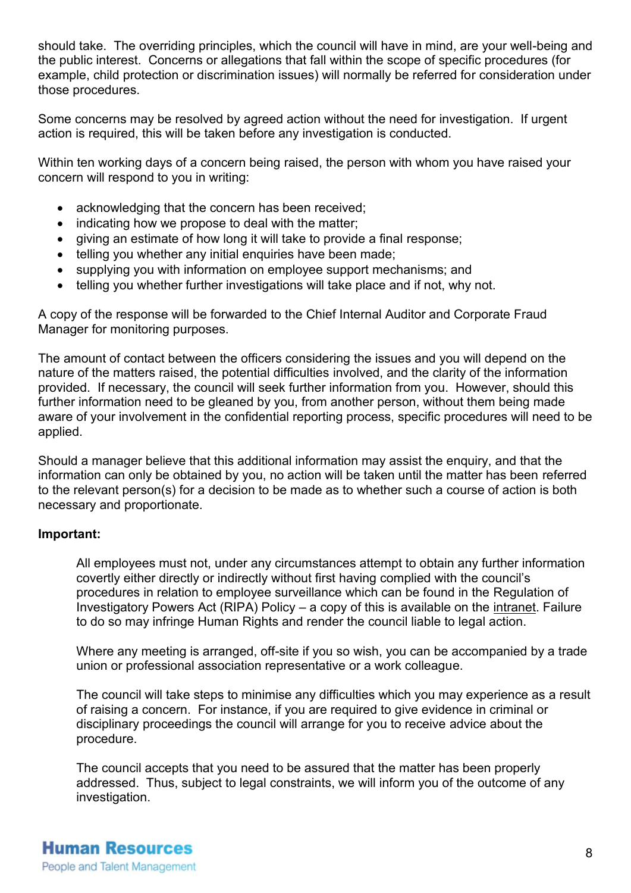should take. The overriding principles, which the council will have in mind, are your well-being and the public interest. Concerns or allegations that fall within the scope of specific procedures (for example, child protection or discrimination issues) will normally be referred for consideration under those procedures.

Some concerns may be resolved by agreed action without the need for investigation. If urgent action is required, this will be taken before any investigation is conducted.

Within ten working days of a concern being raised, the person with whom you have raised your concern will respond to you in writing:

- acknowledging that the concern has been received;
- indicating how we propose to deal with the matter;
- giving an estimate of how long it will take to provide a final response;
- telling you whether any initial enquiries have been made;
- supplying you with information on employee support mechanisms; and
- telling you whether further investigations will take place and if not, why not.

A copy of the response will be forwarded to the Chief Internal Auditor and Corporate Fraud Manager for monitoring purposes.

The amount of contact between the officers considering the issues and you will depend on the nature of the matters raised, the potential difficulties involved, and the clarity of the information provided. If necessary, the council will seek further information from you. However, should this further information need to be gleaned by you, from another person, without them being made aware of your involvement in the confidential reporting process, specific procedures will need to be applied.

Should a manager believe that this additional information may assist the enquiry, and that the information can only be obtained by you, no action will be taken until the matter has been referred to the relevant person(s) for a decision to be made as to whether such a course of action is both necessary and proportionate.

**Important:**

> All employees must not, under any circumstances attempt to obtain any further information covertly either directly or indirectly without first having complied with the council's procedures in relation to employee surveillance which can be found in the Regulation of Investigatory Powers Act (RIPA) Policy – a copy of this is available on the intranet. Failure to do so may infringe Human Rights and render the council liable to legal action.
>
> Where any meeting is arranged, off-site if you so wish, you can be accompanied by a trade union or professional association representative or a work colleague.
>
> The council will take steps to minimise any difficulties which you may experience as a result of raising a concern. For instance, if you are required to give evidence in criminal or disciplinary proceedings the council will arrange for you to receive advice about the procedure.
>
> The council accepts that you need to be assured that the matter has been properly addressed. Thus, subject to legal constraints, we will inform you of the outcome of any investigation.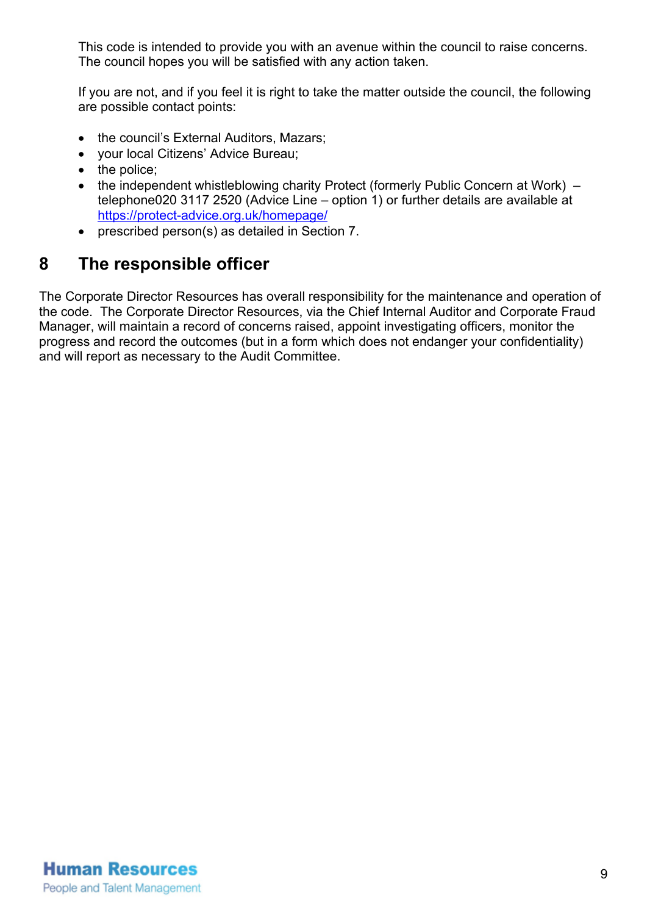This code is intended to provide you with an avenue within the council to raise concerns. The council hopes you will be satisfied with any action taken.

If you are not, and if you feel it is right to take the matter outside the council, the following are possible contact points:

- the council's External Auditors, Mazars;
- your local Citizens' Advice Bureau;
- the police;
- the independent whistleblowing charity Protect (formerly Public Concern at Work) – telephone020 3117 2520 (Advice Line – option 1) or further details are available at https://protect-advice.org.uk/homepage/
- prescribed person(s) as detailed in Section 7.

## 8 The responsible officer

The Corporate Director Resources has overall responsibility for the maintenance and operation of the code. The Corporate Director Resources, via the Chief Internal Auditor and Corporate Fraud Manager, will maintain a record of concerns raised, appoint investigating officers, monitor the progress and record the outcomes (but in a form which does not endanger your confidentiality) and will report as necessary to the Audit Committee.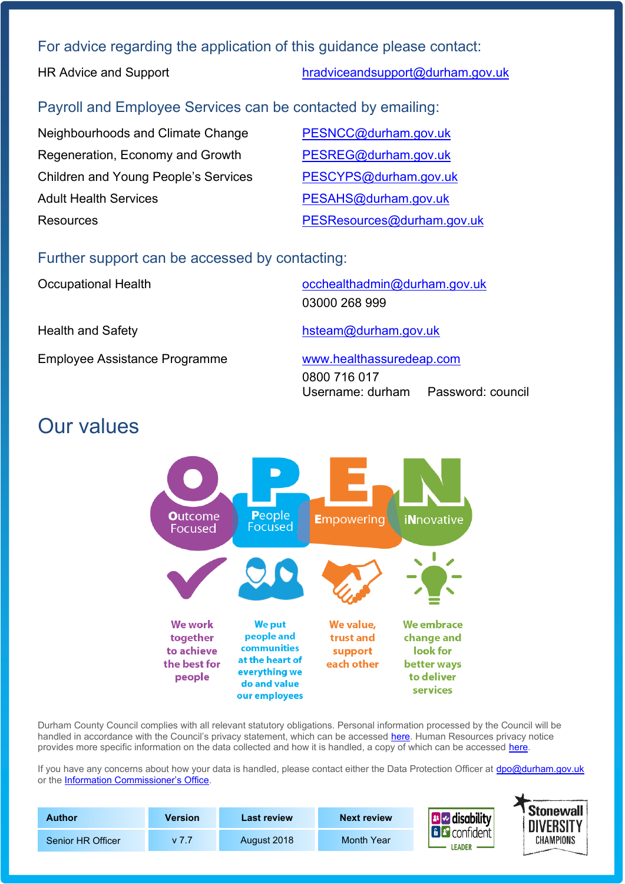### For advice regarding the application of this guidance please contact:

| | |
|---|---|
| HR Advice and Support | hradviceandsupport@durham.gov.uk |

### Payroll and Employee Services can be contacted by emailing:

| | |
|---|---|
| Neighbourhoods and Climate Change | PESNCC@durham.gov.uk |
| Regeneration, Economy and Growth | PESREG@durham.gov.uk |
| Children and Young People's Services | PESCYPS@durham.gov.uk |
| Adult Health Services | PESAHS@durham.gov.uk |
| Resources | PESResources@durham.gov.uk |

### Further support can be accessed by contacting:

| | |
|---|---|
| Occupational Health | occhealthadmin@durham.gov.uk<br>03000 268 999 |
| Health and Safety | hsteam@durham.gov.uk |
| Employee Assistance Programme | www.healthassuredeap.com<br>0800 716 017<br>Username: durham Password: council |

## Our values

**Outcome Focused** – We work together to achieve the best for people

**People Focused** – We put people and communities at the heart of everything we do and value our employees

**Empowering** – We value, trust and support each other

**iNnovative** – We embrace change and look for better ways to deliver services

Durham County Council complies with all relevant statutory obligations. Personal information processed by the Council will be handled in accordance with the Council's privacy statement, which can be accessed here. Human Resources privacy notice provides more specific information on the data collected and how it is handled, a copy of which can be accessed here.

If you have any concerns about how your data is handled, please contact either the Data Protection Officer at dpo@durham.gov.uk or the Information Commissioner's Office.

| Author | Version | Last review | Next review |
|---|---|---|---|
| Senior HR Officer | v 7.7 | August 2018 | Month Year |

disability confident LEADER

Stonewall DIVERSITY CHAMPIONS